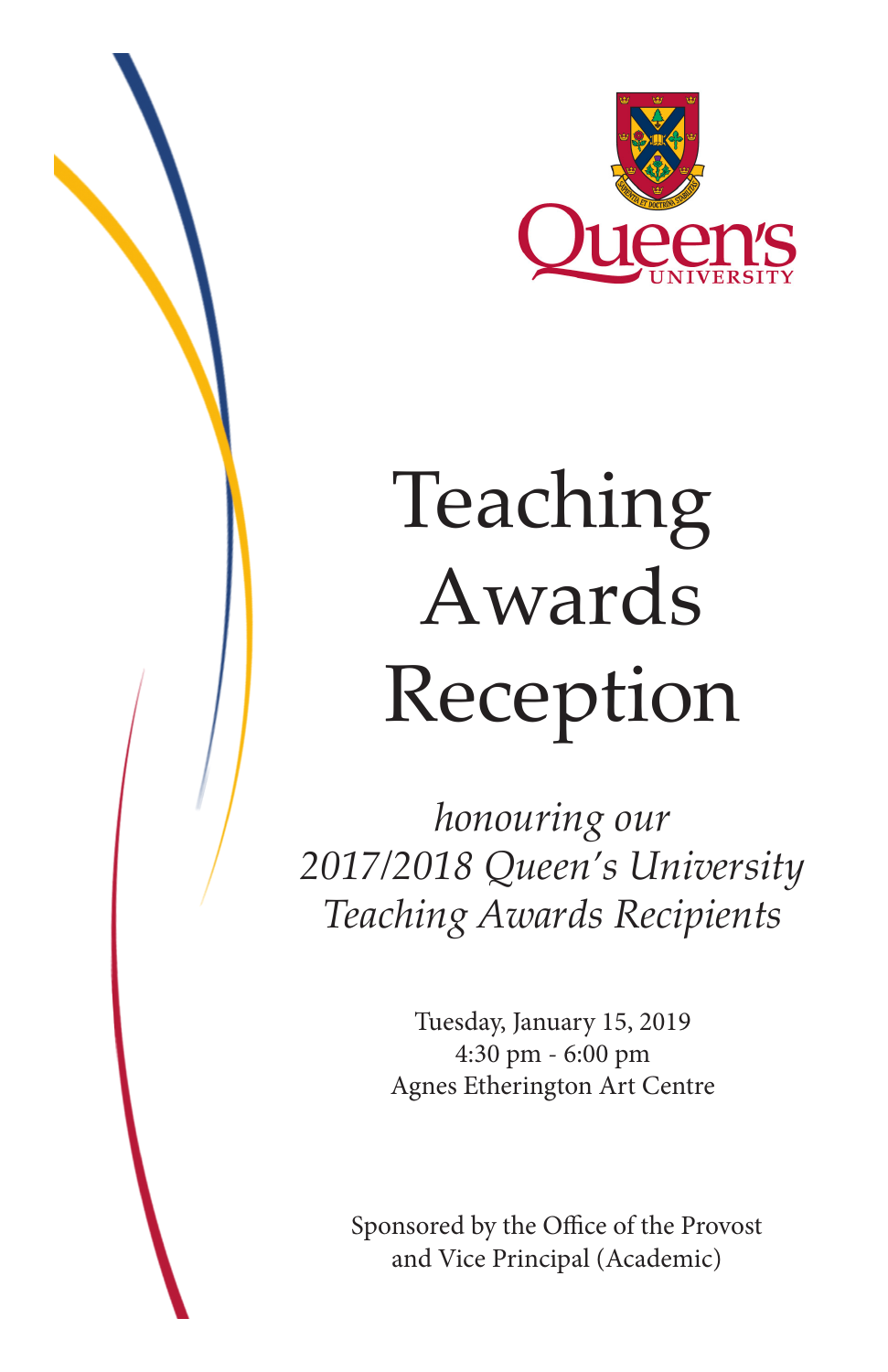Queen's University

# Teaching Awards Reception

*honouring our 2017/2018 Queen's University Teaching Awards Recipients*

Tuesday, January 15, 2019
4:30 pm - 6:00 pm
Agnes Etherington Art Centre

Sponsored by the Office of the Provost and Vice Principal (Academic)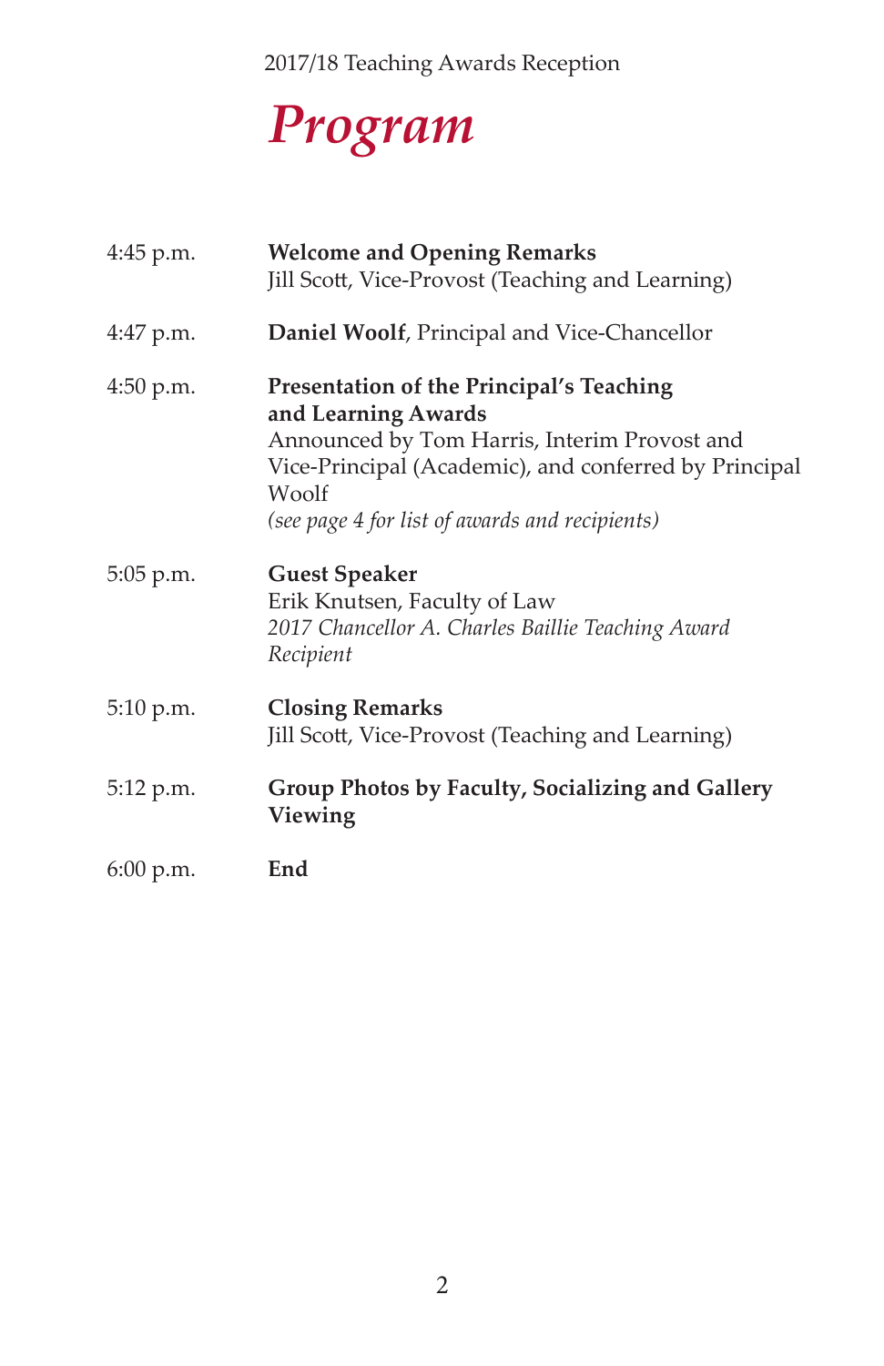2017/18 Teaching Awards Reception

# *Program*

| | |
|---|---|
| 4:45 p.m. | **Welcome and Opening Remarks**<br>Jill Scott, Vice-Provost (Teaching and Learning) |
| 4:47 p.m. | **Daniel Woolf**, Principal and Vice-Chancellor |
| 4:50 p.m. | **Presentation of the Principal's Teaching and Learning Awards**<br>Announced by Tom Harris, Interim Provost and Vice-Principal (Academic), and conferred by Principal Woolf<br>*(see page 4 for list of awards and recipients)* |
| 5:05 p.m. | **Guest Speaker**<br>Erik Knutsen, Faculty of Law<br>*2017 Chancellor A. Charles Baillie Teaching Award Recipient* |
| 5:10 p.m. | **Closing Remarks**<br>Jill Scott, Vice-Provost (Teaching and Learning) |
| 5:12 p.m. | **Group Photos by Faculty, Socializing and Gallery Viewing** |
| 6:00 p.m. | **End** |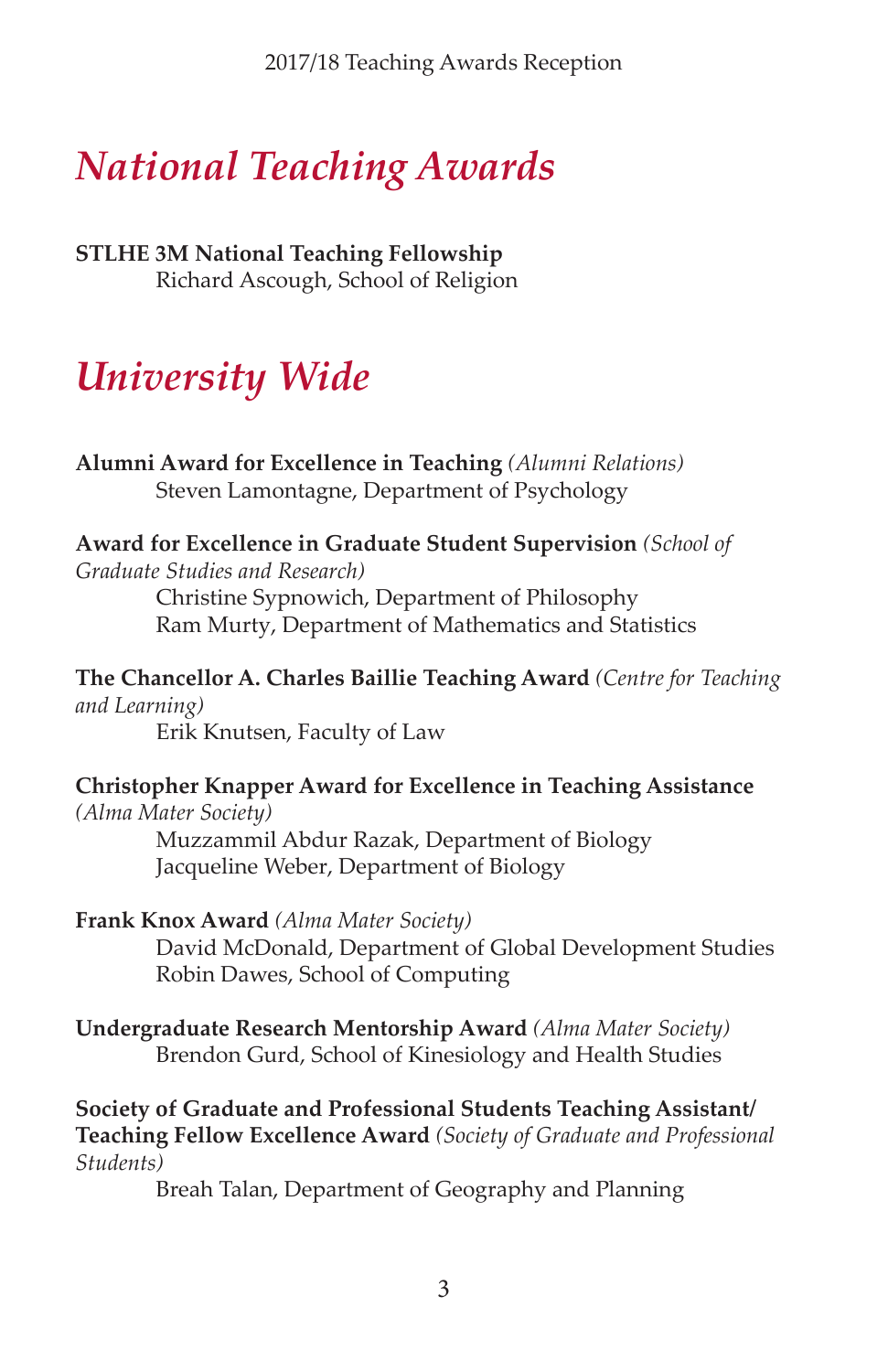# National Teaching Awards

**STLHE 3M National Teaching Fellowship**
Richard Ascough, School of Religion

# University Wide

**Alumni Award for Excellence in Teaching** *(Alumni Relations)*
Steven Lamontagne, Department of Psychology

**Award for Excellence in Graduate Student Supervision** *(School of Graduate Studies and Research)*
Christine Sypnowich, Department of Philosophy
Ram Murty, Department of Mathematics and Statistics

**The Chancellor A. Charles Baillie Teaching Award** *(Centre for Teaching and Learning)*
Erik Knutsen, Faculty of Law

**Christopher Knapper Award for Excellence in Teaching Assistance** *(Alma Mater Society)*
Muzzammil Abdur Razak, Department of Biology
Jacqueline Weber, Department of Biology

**Frank Knox Award** *(Alma Mater Society)*
David McDonald, Department of Global Development Studies
Robin Dawes, School of Computing

**Undergraduate Research Mentorship Award** *(Alma Mater Society)*
Brendon Gurd, School of Kinesiology and Health Studies

**Society of Graduate and Professional Students Teaching Assistant/ Teaching Fellow Excellence Award** *(Society of Graduate and Professional Students)*
Breah Talan, Department of Geography and Planning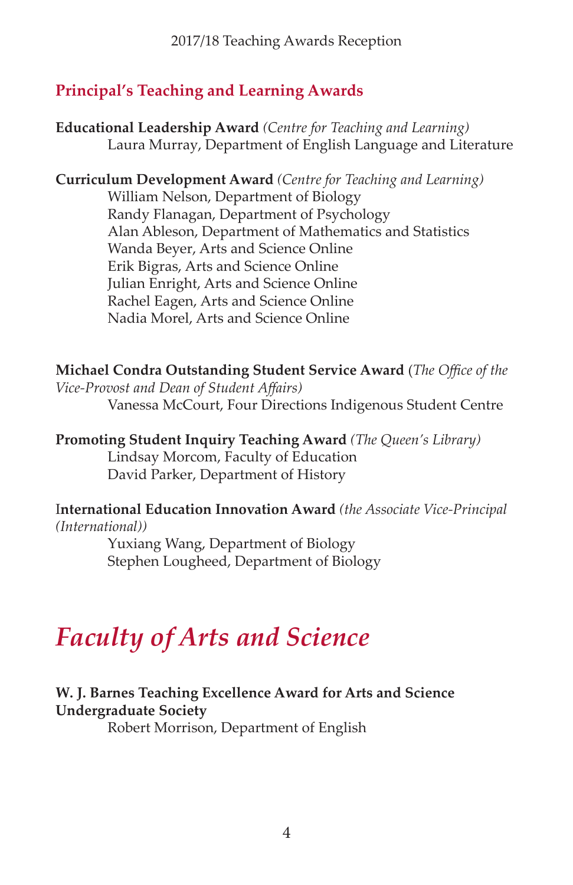## Principal's Teaching and Learning Awards

**Educational Leadership Award** *(Centre for Teaching and Learning)*
Laura Murray, Department of English Language and Literature

**Curriculum Development Award** *(Centre for Teaching and Learning)*
William Nelson, Department of Biology
Randy Flanagan, Department of Psychology
Alan Ableson, Department of Mathematics and Statistics
Wanda Beyer, Arts and Science Online
Erik Bigras, Arts and Science Online
Julian Enright, Arts and Science Online
Rachel Eagen, Arts and Science Online
Nadia Morel, Arts and Science Online

**Michael Condra Outstanding Student Service Award** (*The Office of the Vice-Provost and Dean of Student Affairs)*
Vanessa McCourt, Four Directions Indigenous Student Centre

**Promoting Student Inquiry Teaching Award** *(The Queen's Library)*
Lindsay Morcom, Faculty of Education
David Parker, Department of History

**International Education Innovation Award** *(the Associate Vice-Principal (International))*
Yuxiang Wang, Department of Biology
Stephen Lougheed, Department of Biology

# *Faculty of Arts and Science*

**W. J. Barnes Teaching Excellence Award for Arts and Science Undergraduate Society**
Robert Morrison, Department of English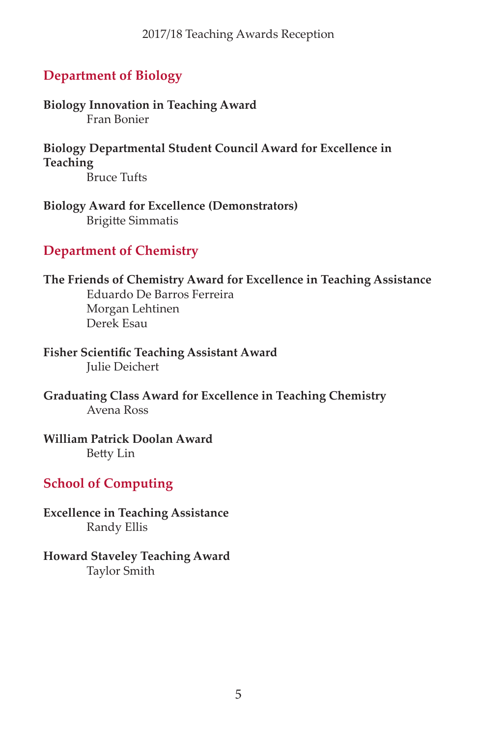## Department of Biology

**Biology Innovation in Teaching Award**
Fran Bonier

**Biology Departmental Student Council Award for Excellence in Teaching**
Bruce Tufts

**Biology Award for Excellence (Demonstrators)**
Brigitte Simmatis

## Department of Chemistry

**The Friends of Chemistry Award for Excellence in Teaching Assistance**
Eduardo De Barros Ferreira
Morgan Lehtinen
Derek Esau

**Fisher Scientific Teaching Assistant Award**
Julie Deichert

**Graduating Class Award for Excellence in Teaching Chemistry**
Avena Ross

**William Patrick Doolan Award**
Betty Lin

## School of Computing

**Excellence in Teaching Assistance**
Randy Ellis

**Howard Staveley Teaching Award**
Taylor Smith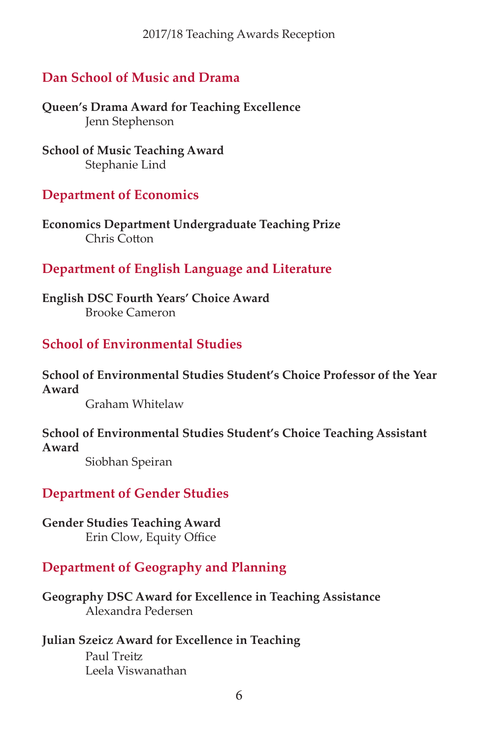## Dan School of Music and Drama

**Queen's Drama Award for Teaching Excellence**
Jenn Stephenson

**School of Music Teaching Award**
Stephanie Lind

## Department of Economics

**Economics Department Undergraduate Teaching Prize**
Chris Cotton

## Department of English Language and Literature

**English DSC Fourth Years' Choice Award**
Brooke Cameron

## School of Environmental Studies

**School of Environmental Studies Student's Choice Professor of the Year Award**
Graham Whitelaw

**School of Environmental Studies Student's Choice Teaching Assistant Award**
Siobhan Speiran

## Department of Gender Studies

**Gender Studies Teaching Award**
Erin Clow, Equity Office

## Department of Geography and Planning

**Geography DSC Award for Excellence in Teaching Assistance**
Alexandra Pedersen

**Julian Szeicz Award for Excellence in Teaching**
Paul Treitz
Leela Viswanathan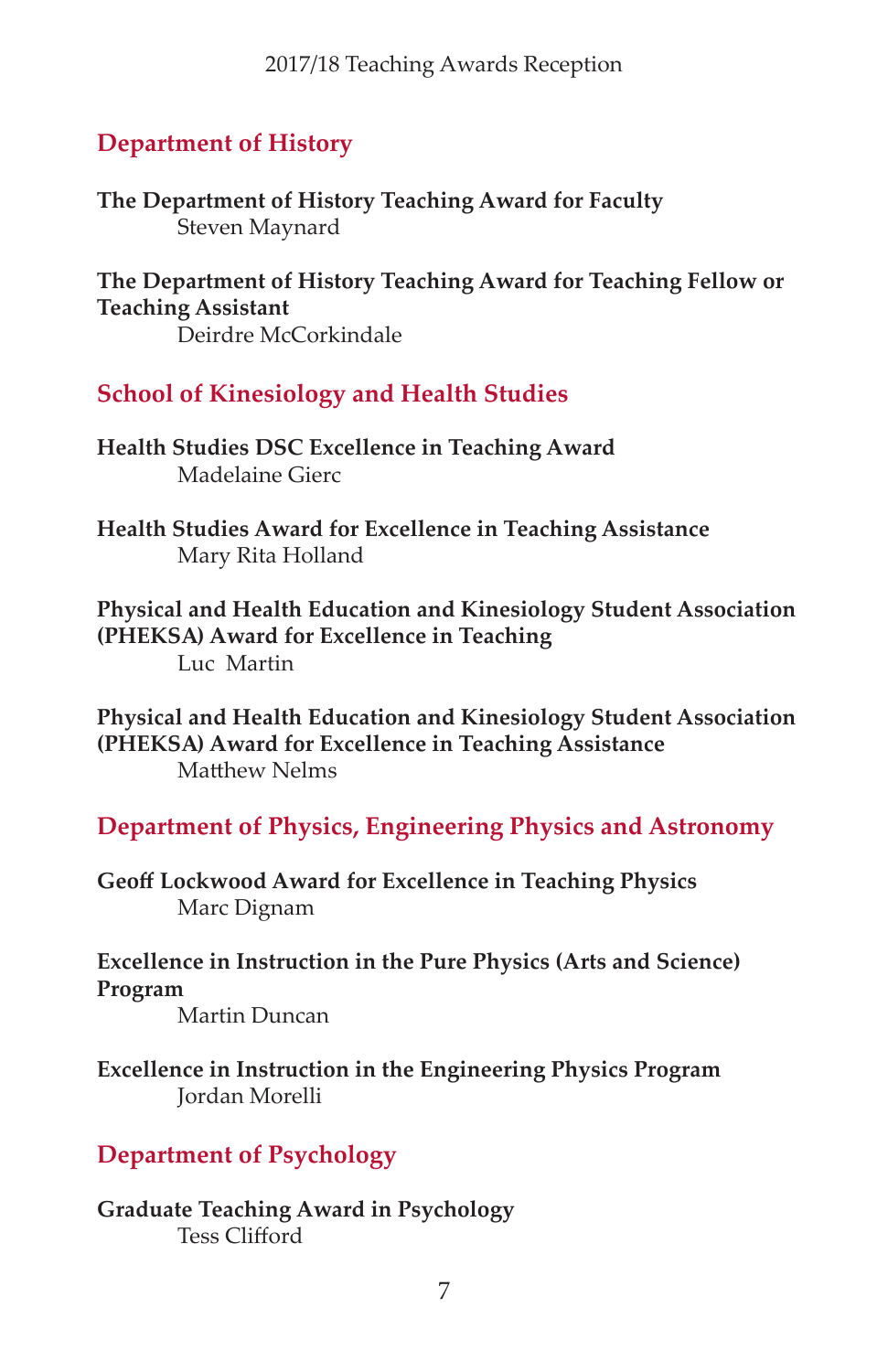## Department of History

**The Department of History Teaching Award for Faculty**
Steven Maynard

**The Department of History Teaching Award for Teaching Fellow or Teaching Assistant**
Deirdre McCorkindale

## School of Kinesiology and Health Studies

**Health Studies DSC Excellence in Teaching Award**
Madelaine Gierc

**Health Studies Award for Excellence in Teaching Assistance**
Mary Rita Holland

**Physical and Health Education and Kinesiology Student Association (PHEKSA) Award for Excellence in Teaching**
Luc Martin

**Physical and Health Education and Kinesiology Student Association (PHEKSA) Award for Excellence in Teaching Assistance**
Matthew Nelms

## Department of Physics, Engineering Physics and Astronomy

**Geoff Lockwood Award for Excellence in Teaching Physics**
Marc Dignam

**Excellence in Instruction in the Pure Physics (Arts and Science) Program**
Martin Duncan

**Excellence in Instruction in the Engineering Physics Program**
Jordan Morelli

## Department of Psychology

**Graduate Teaching Award in Psychology**
Tess Clifford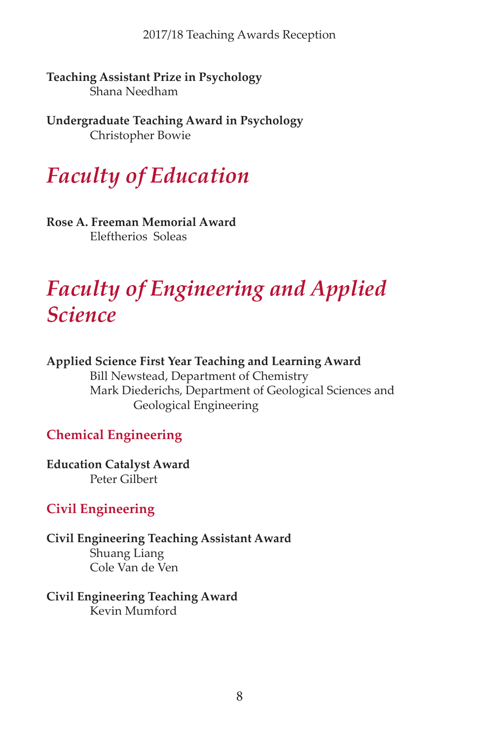**Teaching Assistant Prize in Psychology**
Shana Needham

**Undergraduate Teaching Award in Psychology**
Christopher Bowie

## *Faculty of Education*

**Rose A. Freeman Memorial Award**
Eleftherios Soleas

## *Faculty of Engineering and Applied Science*

**Applied Science First Year Teaching and Learning Award**
Bill Newstead, Department of Chemistry
Mark Diederichs, Department of Geological Sciences and Geological Engineering

### Chemical Engineering

**Education Catalyst Award**
Peter Gilbert

### Civil Engineering

**Civil Engineering Teaching Assistant Award**
Shuang Liang
Cole Van de Ven

**Civil Engineering Teaching Award**
Kevin Mumford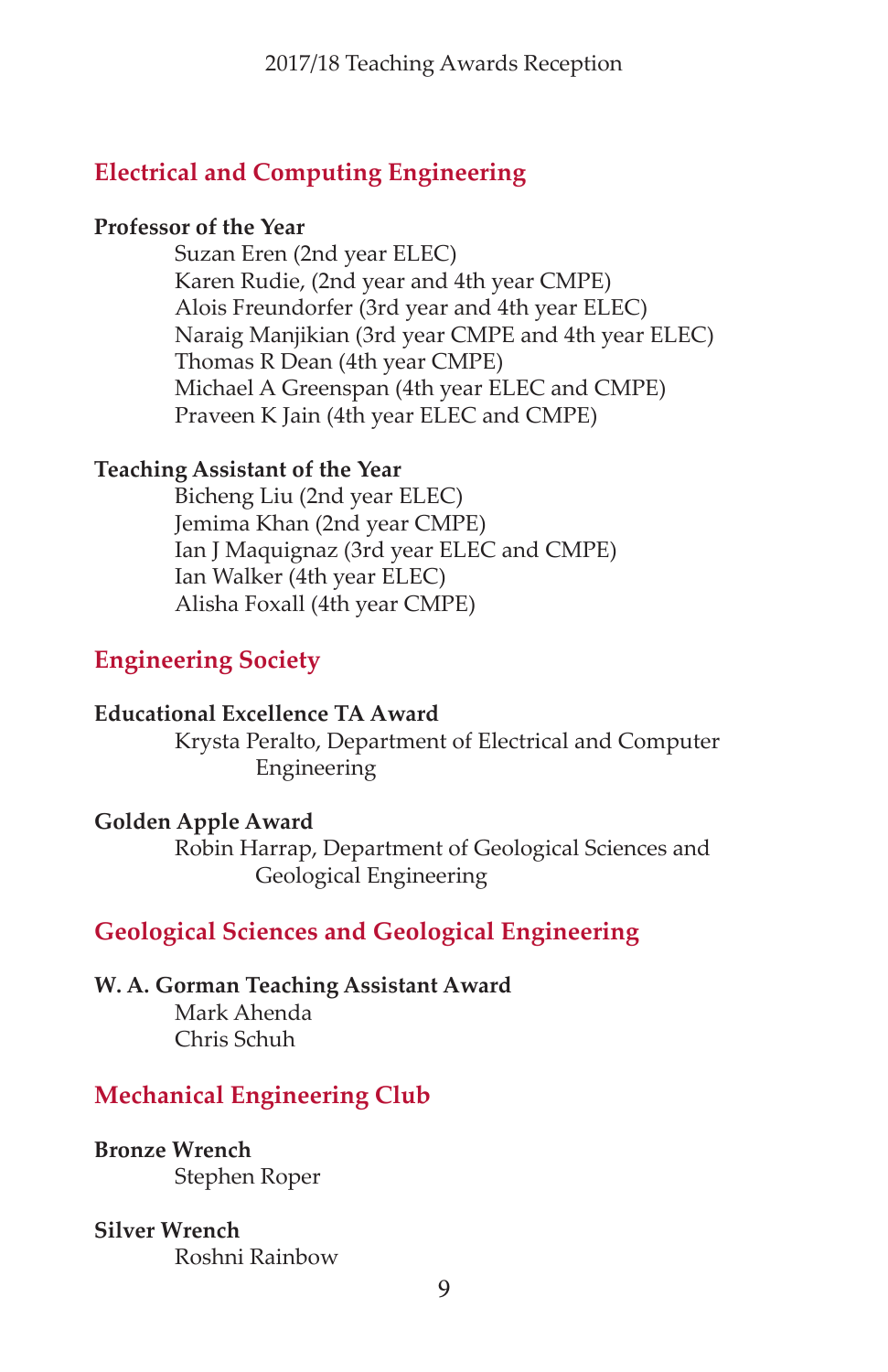## Electrical and Computing Engineering

**Professor of the Year**

Suzan Eren (2nd year ELEC)
Karen Rudie, (2nd year and 4th year CMPE)
Alois Freundorfer (3rd year and 4th year ELEC)
Naraig Manjikian (3rd year CMPE and 4th year ELEC)
Thomas R Dean (4th year CMPE)
Michael A Greenspan (4th year ELEC and CMPE)
Praveen K Jain (4th year ELEC and CMPE)

**Teaching Assistant of the Year**

Bicheng Liu (2nd year ELEC)
Jemima Khan (2nd year CMPE)
Ian J Maquignaz (3rd year ELEC and CMPE)
Ian Walker (4th year ELEC)
Alisha Foxall (4th year CMPE)

## Engineering Society

**Educational Excellence TA Award**

Krysta Peralto, Department of Electrical and Computer Engineering

**Golden Apple Award**

Robin Harrap, Department of Geological Sciences and Geological Engineering

## Geological Sciences and Geological Engineering

**W. A. Gorman Teaching Assistant Award**

Mark Ahenda
Chris Schuh

## Mechanical Engineering Club

**Bronze Wrench**

Stephen Roper

**Silver Wrench**

Roshni Rainbow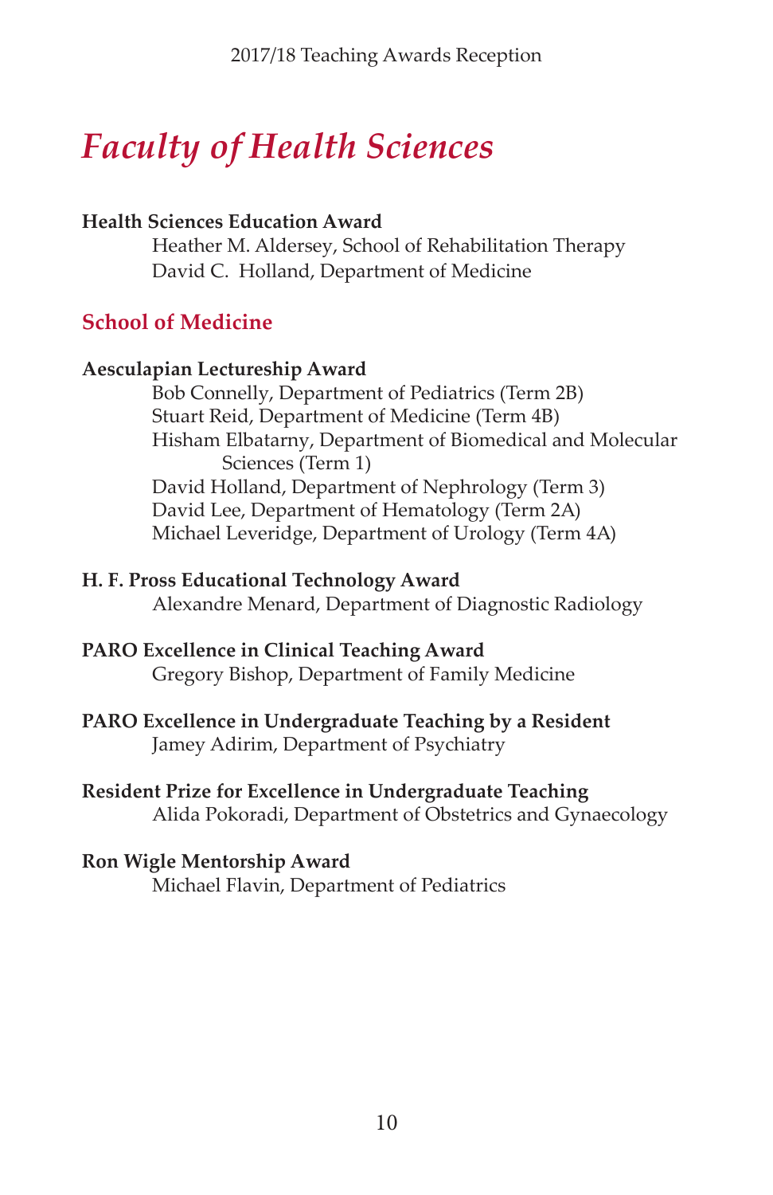# *Faculty of Health Sciences*

**Health Sciences Education Award**

Heather M. Aldersey, School of Rehabilitation Therapy
David C. Holland, Department of Medicine

## School of Medicine

**Aesculapian Lectureship Award**

Bob Connelly, Department of Pediatrics (Term 2B)
Stuart Reid, Department of Medicine (Term 4B)
Hisham Elbatarny, Department of Biomedical and Molecular Sciences (Term 1)
David Holland, Department of Nephrology (Term 3)
David Lee, Department of Hematology (Term 2A)
Michael Leveridge, Department of Urology (Term 4A)

**H. F. Pross Educational Technology Award**

Alexandre Menard, Department of Diagnostic Radiology

**PARO Excellence in Clinical Teaching Award**

Gregory Bishop, Department of Family Medicine

**PARO Excellence in Undergraduate Teaching by a Resident**

Jamey Adirim, Department of Psychiatry

**Resident Prize for Excellence in Undergraduate Teaching**

Alida Pokoradi, Department of Obstetrics and Gynaecology

**Ron Wigle Mentorship Award**

Michael Flavin, Department of Pediatrics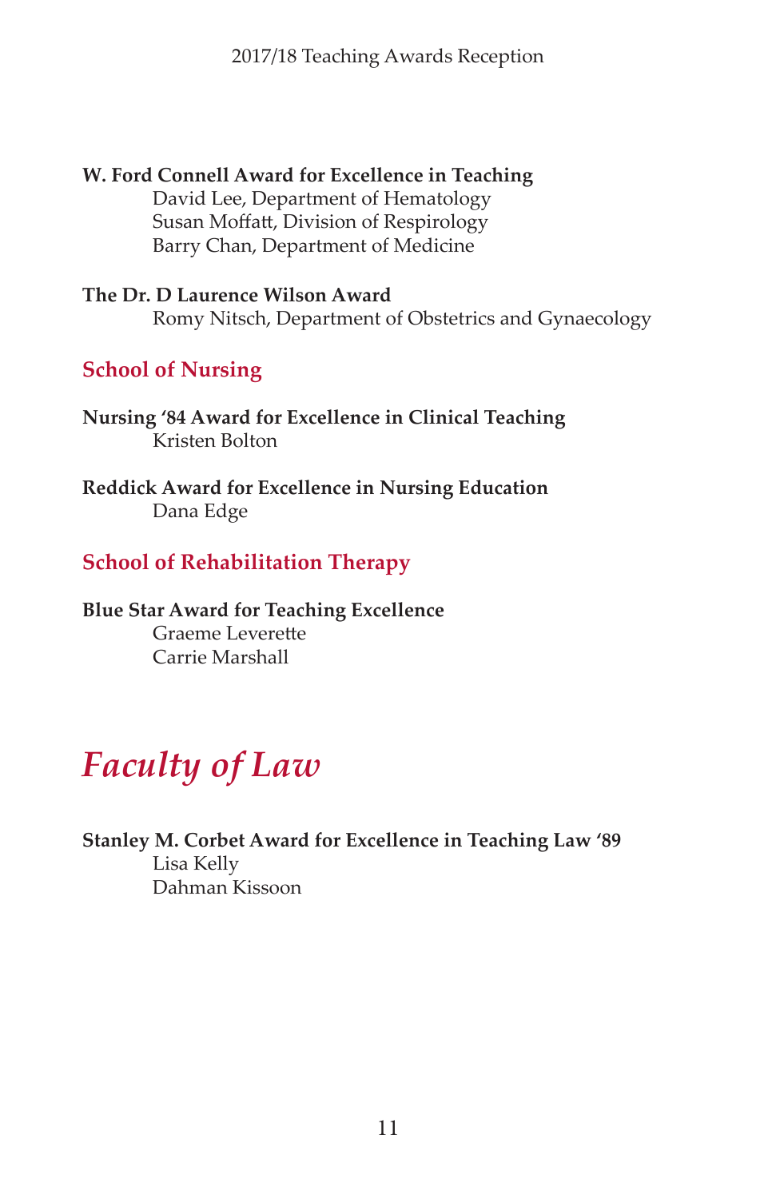**W. Ford Connell Award for Excellence in Teaching**

David Lee, Department of Hematology
Susan Moffatt, Division of Respirology
Barry Chan, Department of Medicine

**The Dr. D Laurence Wilson Award**

Romy Nitsch, Department of Obstetrics and Gynaecology

## School of Nursing

**Nursing '84 Award for Excellence in Clinical Teaching**

Kristen Bolton

**Reddick Award for Excellence in Nursing Education**

Dana Edge

## School of Rehabilitation Therapy

**Blue Star Award for Teaching Excellence**

Graeme Leverette
Carrie Marshall

# *Faculty of Law*

**Stanley M. Corbet Award for Excellence in Teaching Law '89**

Lisa Kelly
Dahman Kissoon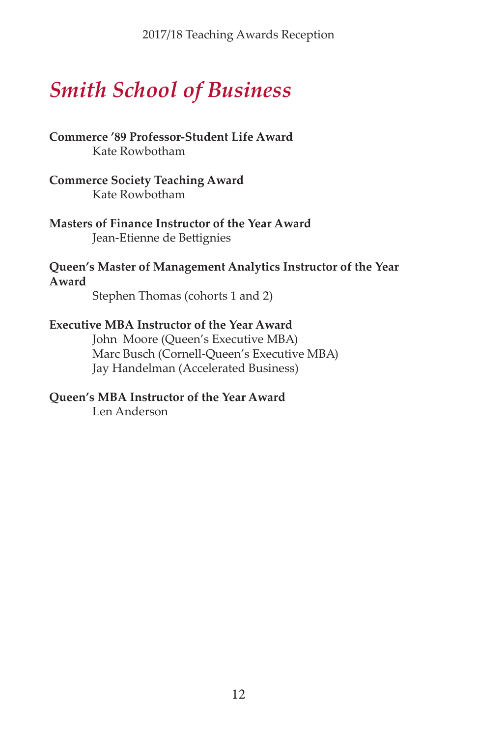# *Smith School of Business*

**Commerce ’89 Professor-Student Life Award**
Kate Rowbotham

**Commerce Society Teaching Award**
Kate Rowbotham

**Masters of Finance Instructor of the Year Award**
Jean-Etienne de Bettignies

**Queen’s Master of Management Analytics Instructor of the Year Award**
Stephen Thomas (cohorts 1 and 2)

**Executive MBA Instructor of the Year Award**
John Moore (Queen’s Executive MBA)
Marc Busch (Cornell-Queen’s Executive MBA)
Jay Handelman (Accelerated Business)

**Queen’s MBA Instructor of the Year Award**
Len Anderson